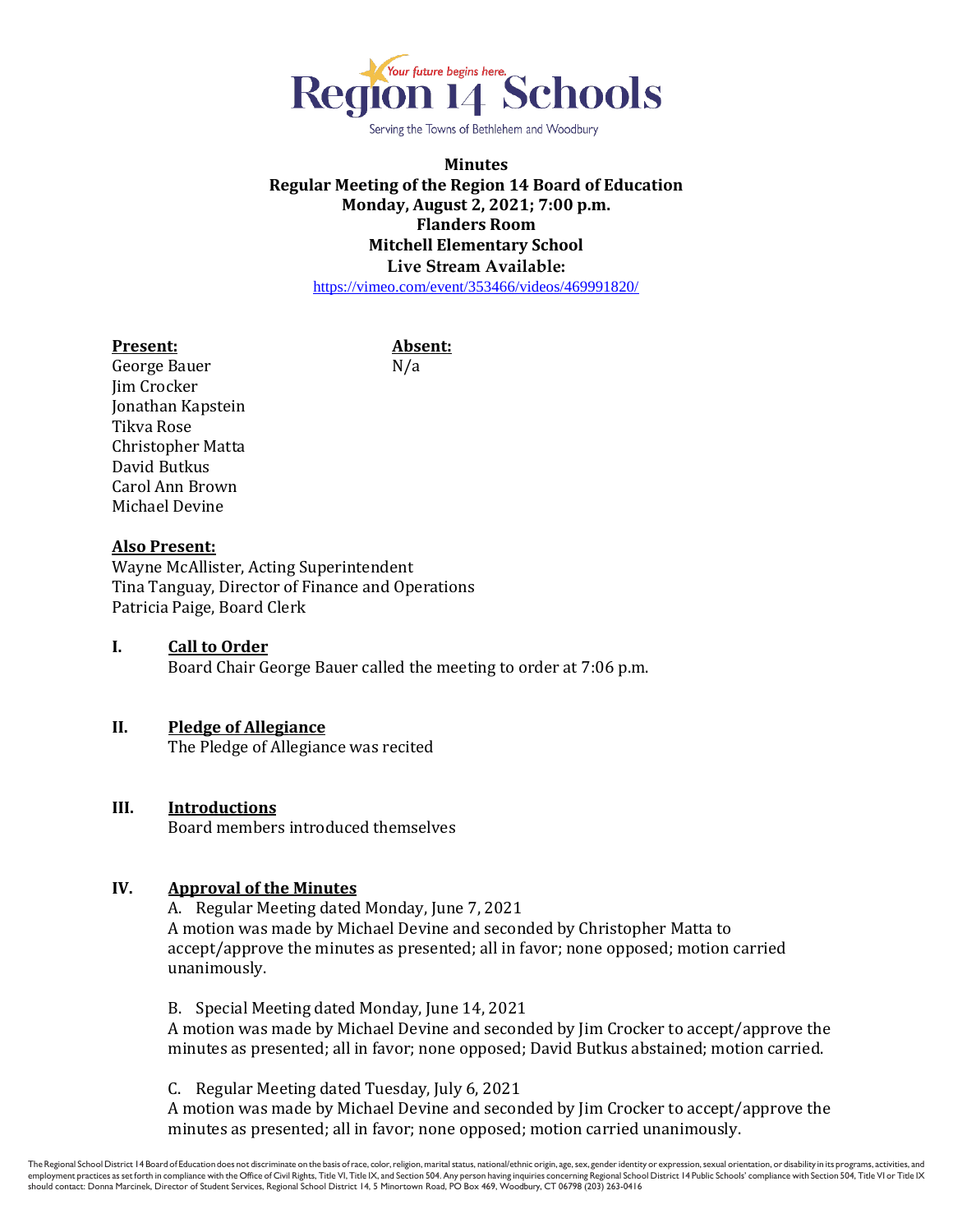Region 14 Schools
*Your future begins here.*
Serving the Towns of Bethlehem and Woodbury

**Minutes**
**Regular Meeting of the Region 14 Board of Education**
**Monday, August 2, 2021; 7:00 p.m.**
**Flanders Room**
**Mitchell Elementary School**
**Live Stream Available:**
https://vimeo.com/event/353466/videos/469991820/

| **Present:** | **Absent:** |
|---|---|
| George Bauer | N/a |
| Jim Crocker | |
| Jonathan Kapstein | |
| Tikva Rose | |
| Christopher Matta | |
| David Butkus | |
| Carol Ann Brown | |
| Michael Devine | |

**Also Present:**
Wayne McAllister, Acting Superintendent
Tina Tanguay, Director of Finance and Operations
Patricia Paige, Board Clerk

## I. Call to Order

Board Chair George Bauer called the meeting to order at 7:06 p.m.

## II. Pledge of Allegiance

The Pledge of Allegiance was recited

## III. Introductions

Board members introduced themselves

## IV. Approval of the Minutes

A. Regular Meeting dated Monday, June 7, 2021
A motion was made by Michael Devine and seconded by Christopher Matta to accept/approve the minutes as presented; all in favor; none opposed; motion carried unanimously.

B. Special Meeting dated Monday, June 14, 2021
A motion was made by Michael Devine and seconded by Jim Crocker to accept/approve the minutes as presented; all in favor; none opposed; David Butkus abstained; motion carried.

C. Regular Meeting dated Tuesday, July 6, 2021
A motion was made by Michael Devine and seconded by Jim Crocker to accept/approve the minutes as presented; all in favor; none opposed; motion carried unanimously.

The Regional School District 14 Board of Education does not discriminate on the basis of race, color, religion, marital status, national/ethnic origin, age, sex, gender identity or expression, sexual orientation, or disability in its programs, activities, and employment practices as set forth in compliance with the Office of Civil Rights, Title VI, Title IX, and Section 504. Any person having inquiries concerning Regional School District 14 Public Schools' compliance with Section 504, Title VI or Title IX should contact: Donna Marcinek, Director of Student Services, Regional School District 14, 5 Minortown Road, PO Box 469, Woodbury, CT 06798 (203) 263-0416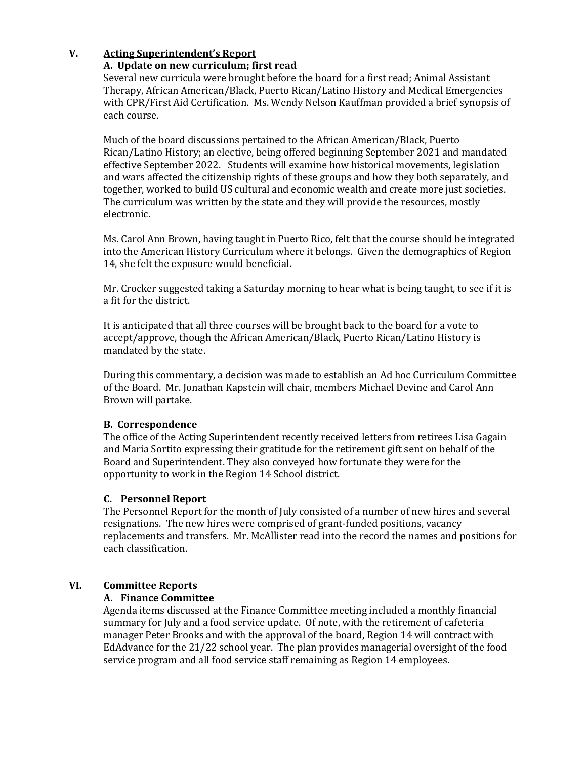## V. Acting Superintendent's Report

### A. Update on new curriculum; first read

Several new curricula were brought before the board for a first read; Animal Assistant Therapy, African American/Black, Puerto Rican/Latino History and Medical Emergencies with CPR/First Aid Certification. Ms. Wendy Nelson Kauffman provided a brief synopsis of each course.

Much of the board discussions pertained to the African American/Black, Puerto Rican/Latino History; an elective, being offered beginning September 2021 and mandated effective September 2022. Students will examine how historical movements, legislation and wars affected the citizenship rights of these groups and how they both separately, and together, worked to build US cultural and economic wealth and create more just societies. The curriculum was written by the state and they will provide the resources, mostly electronic.

Ms. Carol Ann Brown, having taught in Puerto Rico, felt that the course should be integrated into the American History Curriculum where it belongs. Given the demographics of Region 14, she felt the exposure would beneficial.

Mr. Crocker suggested taking a Saturday morning to hear what is being taught, to see if it is a fit for the district.

It is anticipated that all three courses will be brought back to the board for a vote to accept/approve, though the African American/Black, Puerto Rican/Latino History is mandated by the state.

During this commentary, a decision was made to establish an Ad hoc Curriculum Committee of the Board. Mr. Jonathan Kapstein will chair, members Michael Devine and Carol Ann Brown will partake.

### B. Correspondence

The office of the Acting Superintendent recently received letters from retirees Lisa Gagain and Maria Sortito expressing their gratitude for the retirement gift sent on behalf of the Board and Superintendent. They also conveyed how fortunate they were for the opportunity to work in the Region 14 School district.

### C. Personnel Report

The Personnel Report for the month of July consisted of a number of new hires and several resignations. The new hires were comprised of grant-funded positions, vacancy replacements and transfers. Mr. McAllister read into the record the names and positions for each classification.

## VI. Committee Reports

### A. Finance Committee

Agenda items discussed at the Finance Committee meeting included a monthly financial summary for July and a food service update. Of note, with the retirement of cafeteria manager Peter Brooks and with the approval of the board, Region 14 will contract with EdAdvance for the 21/22 school year. The plan provides managerial oversight of the food service program and all food service staff remaining as Region 14 employees.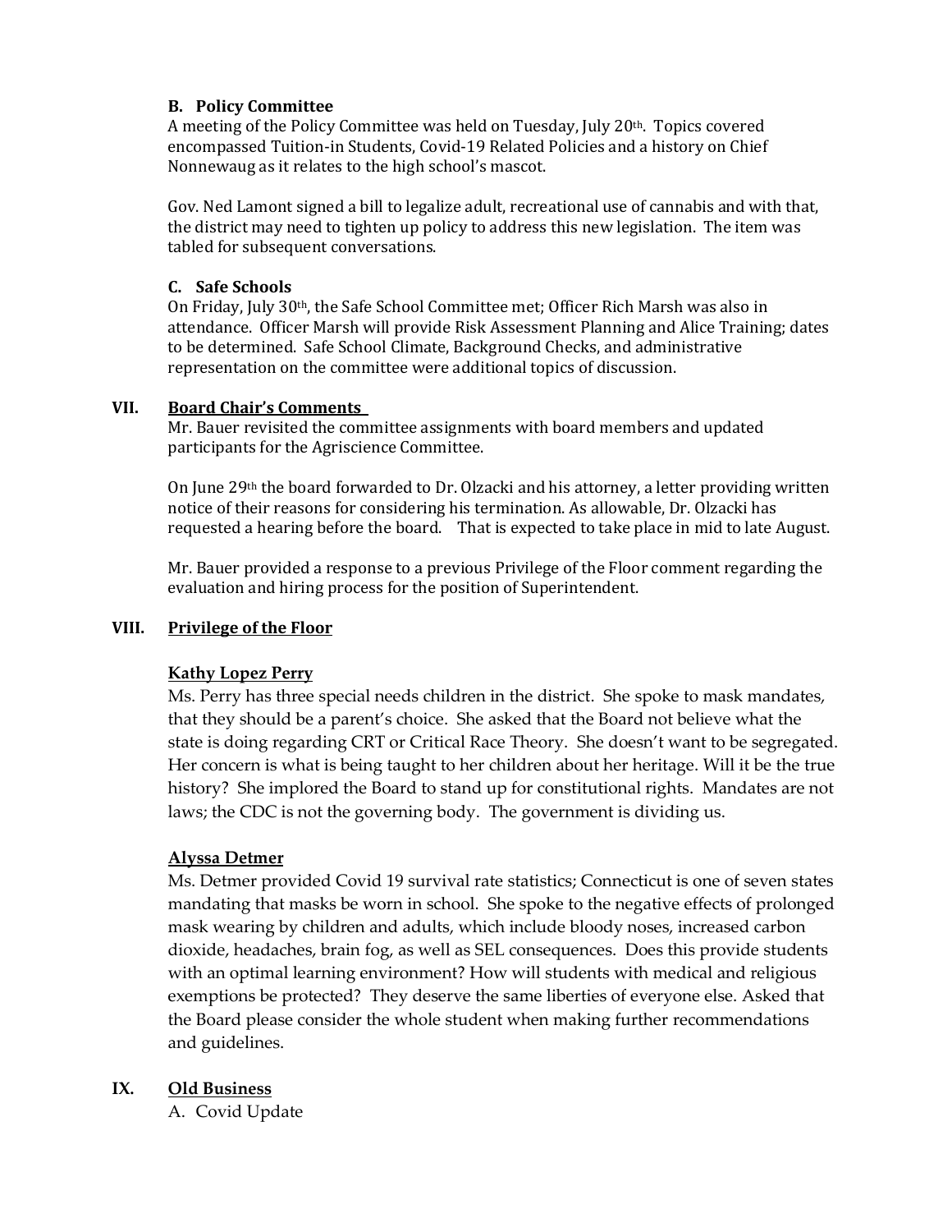### B. Policy Committee

A meeting of the Policy Committee was held on Tuesday, July 20th. Topics covered encompassed Tuition-in Students, Covid-19 Related Policies and a history on Chief Nonnewaug as it relates to the high school's mascot.

Gov. Ned Lamont signed a bill to legalize adult, recreational use of cannabis and with that, the district may need to tighten up policy to address this new legislation. The item was tabled for subsequent conversations.

### C. Safe Schools

On Friday, July 30th, the Safe School Committee met; Officer Rich Marsh was also in attendance. Officer Marsh will provide Risk Assessment Planning and Alice Training; dates to be determined. Safe School Climate, Background Checks, and administrative representation on the committee were additional topics of discussion.

## VII. Board Chair's Comments

Mr. Bauer revisited the committee assignments with board members and updated participants for the Agriscience Committee.

On June 29th the board forwarded to Dr. Olzacki and his attorney, a letter providing written notice of their reasons for considering his termination. As allowable, Dr. Olzacki has requested a hearing before the board. That is expected to take place in mid to late August.

Mr. Bauer provided a response to a previous Privilege of the Floor comment regarding the evaluation and hiring process for the position of Superintendent.

## VIII. Privilege of the Floor

**Kathy Lopez Perry**

Ms. Perry has three special needs children in the district. She spoke to mask mandates, that they should be a parent's choice. She asked that the Board not believe what the state is doing regarding CRT or Critical Race Theory. She doesn't want to be segregated. Her concern is what is being taught to her children about her heritage. Will it be the true history? She implored the Board to stand up for constitutional rights. Mandates are not laws; the CDC is not the governing body. The government is dividing us.

**Alyssa Detmer**

Ms. Detmer provided Covid 19 survival rate statistics; Connecticut is one of seven states mandating that masks be worn in school. She spoke to the negative effects of prolonged mask wearing by children and adults, which include bloody noses, increased carbon dioxide, headaches, brain fog, as well as SEL consequences. Does this provide students with an optimal learning environment? How will students with medical and religious exemptions be protected? They deserve the same liberties of everyone else. Asked that the Board please consider the whole student when making further recommendations and guidelines.

## IX. Old Business

A. Covid Update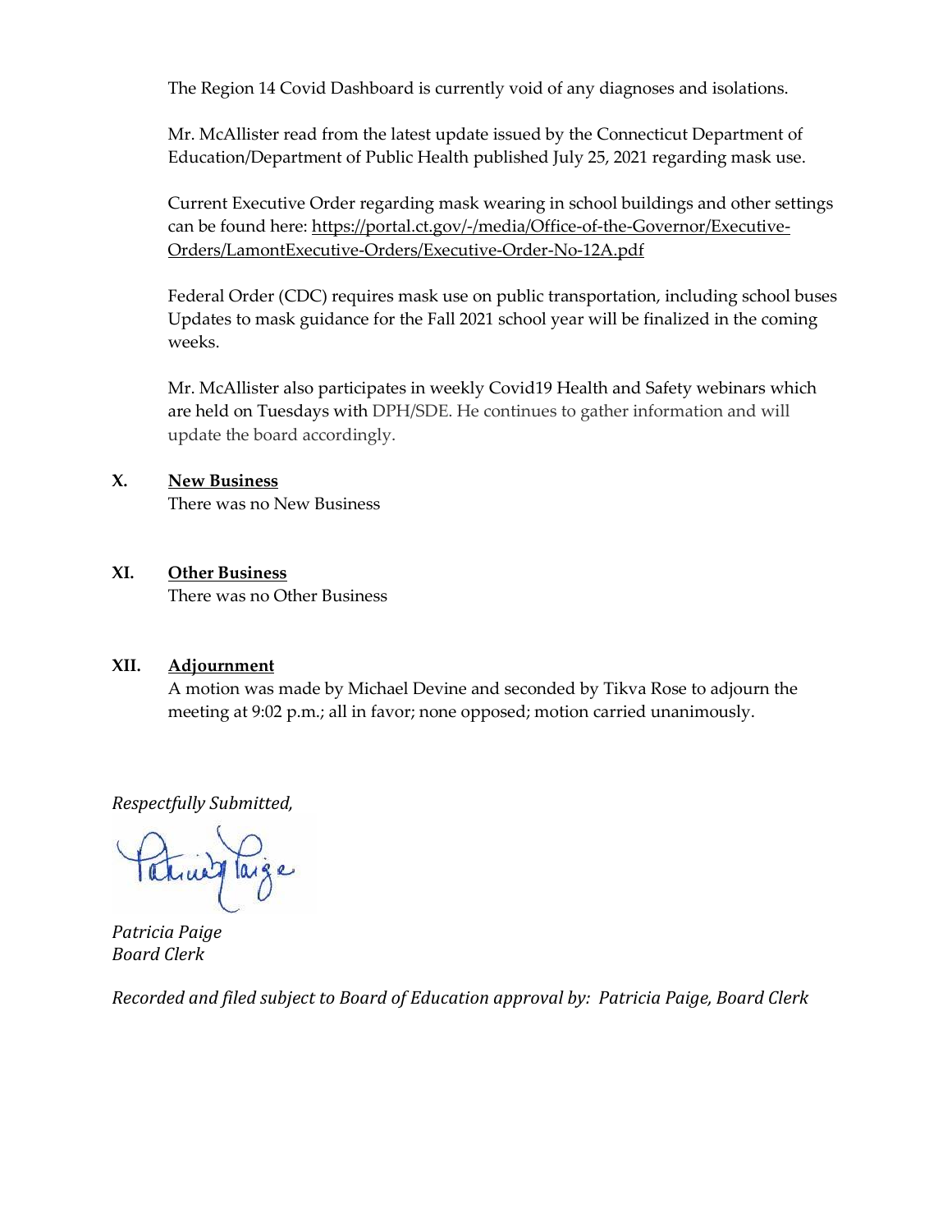The Region 14 Covid Dashboard is currently void of any diagnoses and isolations.

Mr. McAllister read from the latest update issued by the Connecticut Department of Education/Department of Public Health published July 25, 2021 regarding mask use.

Current Executive Order regarding mask wearing in school buildings and other settings can be found here: https://portal.ct.gov/-/media/Office-of-the-Governor/Executive-Orders/LamontExecutive-Orders/Executive-Order-No-12A.pdf

Federal Order (CDC) requires mask use on public transportation, including school buses Updates to mask guidance for the Fall 2021 school year will be finalized in the coming weeks.

Mr. McAllister also participates in weekly Covid19 Health and Safety webinars which are held on Tuesdays with DPH/SDE. He continues to gather information and will update the board accordingly.

**X. New Business**

There was no New Business

**XI. Other Business**

There was no Other Business

**XII. Adjournment**

A motion was made by Michael Devine and seconded by Tikva Rose to adjourn the meeting at 9:02 p.m.; all in favor; none opposed; motion carried unanimously.

*Respectfully Submitted,*

*Patricia Paige*
*Board Clerk*

*Recorded and filed subject to Board of Education approval by: Patricia Paige, Board Clerk*